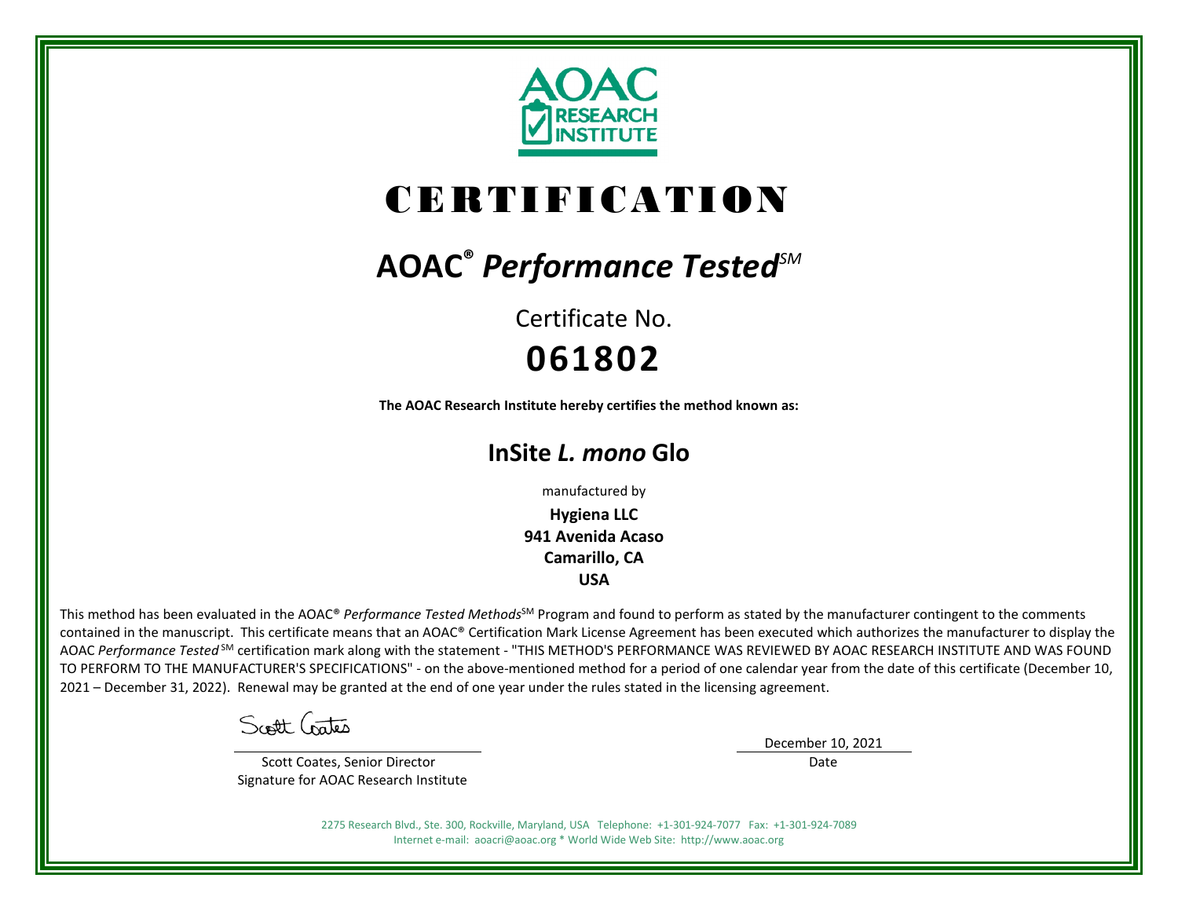AOAC RESEARCH INSTITUTE

# CERTIFICATION

## AOAC® *Performance Tested*SM

Certificate No.

**061802**

**The AOAC Research Institute hereby certifies the method known as:**

## InSite *L. mono* Glo

manufactured by

**Hygiena LLC**
**941 Avenida Acaso**
**Camarillo, CA**
**USA**

This method has been evaluated in the AOAC® *Performance Tested Methods*SM Program and found to perform as stated by the manufacturer contingent to the comments contained in the manuscript. This certificate means that an AOAC® Certification Mark License Agreement has been executed which authorizes the manufacturer to display the AOAC *Performance Tested* SM certification mark along with the statement - "THIS METHOD'S PERFORMANCE WAS REVIEWED BY AOAC RESEARCH INSTITUTE AND WAS FOUND TO PERFORM TO THE MANUFACTURER'S SPECIFICATIONS" - on the above-mentioned method for a period of one calendar year from the date of this certificate (December 10, 2021 – December 31, 2022). Renewal may be granted at the end of one year under the rules stated in the licensing agreement.

Scott Coates, Senior Director
Signature for AOAC Research Institute

December 10, 2021
Date

2275 Research Blvd., Ste. 300, Rockville, Maryland, USA Telephone: +1-301-924-7077 Fax: +1-301-924-7089
Internet e-mail: aoacri@aoac.org * World Wide Web Site: http://www.aoac.org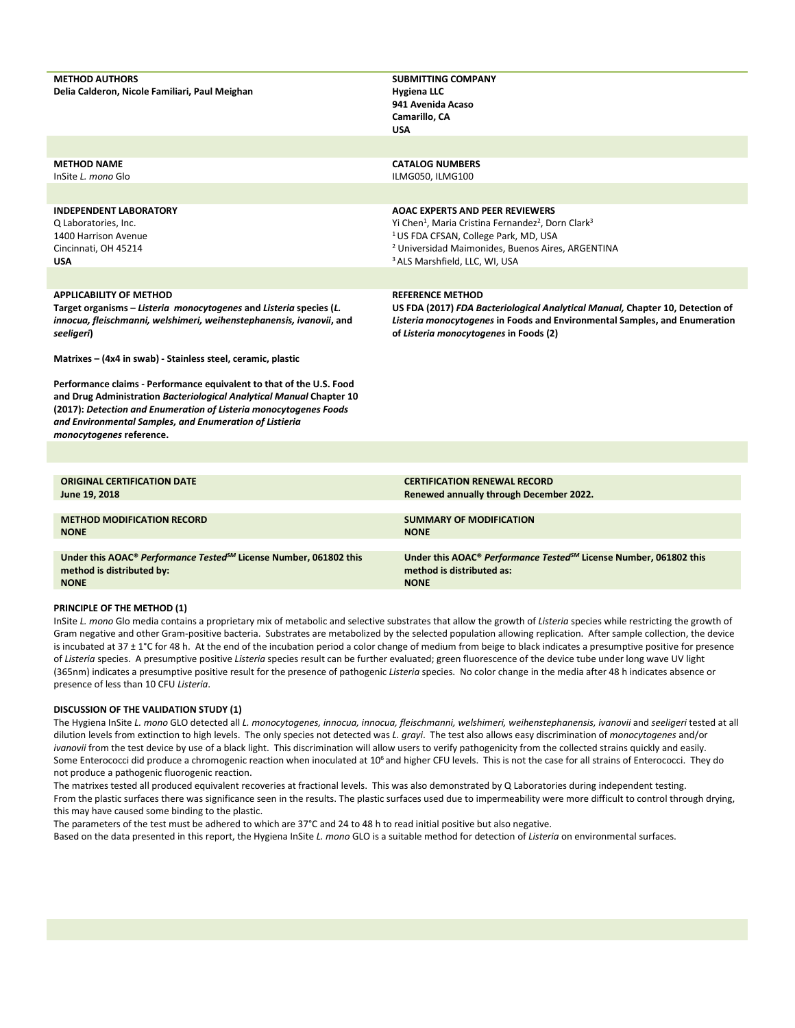**METHOD AUTHORS**
**Delia Calderon, Nicole Familiari, Paul Meighan**

**SUBMITTING COMPANY**
**Hygiena LLC**
**941 Avenida Acaso**
**Camarillo, CA**
**USA**

**METHOD NAME**
InSite *L. mono* Glo

**CATALOG NUMBERS**
ILMG050, ILMG100

**INDEPENDENT LABORATORY**
Q Laboratories, Inc.
1400 Harrison Avenue
Cincinnati, OH 45214
**USA**

**AOAC EXPERTS AND PEER REVIEWERS**
Yi Chen[1], Maria Cristina Fernandez[2], Dorn Clark[3]
[1] US FDA CFSAN, College Park, MD, USA
[2] Universidad Maimonides, Buenos Aires, ARGENTINA
[3] ALS Marshfield, LLC, WI, USA

**APPLICABILITY OF METHOD**
**Target organisms – *Listeria monocytogenes* and *Listeria* species (*L. innocua, fleischmanni, welshimeri, weihenstephanensis, ivanovii*, and *seeligeri*)**

**Matrixes – (4x4 in swab) - Stainless steel, ceramic, plastic**

**Performance claims - Performance equivalent to that of the U.S. Food and Drug Administration *Bacteriological Analytical Manual* Chapter 10 (2017): *Detection and Enumeration of Listeria monocytogenes Foods and Environmental Samples, and Enumeration of Listieria monocytogenes* reference.**

**REFERENCE METHOD**
**US FDA (2017) *FDA Bacteriological Analytical Manual,* Chapter 10, Detection of *Listeria monocytogenes* in Foods and Environmental Samples, and Enumeration of *Listeria monocytogenes* in Foods (2)**

**ORIGINAL CERTIFICATION DATE**
**June 19, 2018**

**CERTIFICATION RENEWAL RECORD**
**Renewed annually through December 2022.**

**METHOD MODIFICATION RECORD**
**NONE**

**SUMMARY OF MODIFICATION**
**NONE**

**Under this AOAC® *Performance Tested*SM License Number, 061802 this method is distributed by:**
**NONE**

**Under this AOAC® *Performance Tested*SM License Number, 061802 this method is distributed as:**
**NONE**

**PRINCIPLE OF THE METHOD (1)**

InSite *L. mono* Glo media contains a proprietary mix of metabolic and selective substrates that allow the growth of *Listeria* species while restricting the growth of Gram negative and other Gram-positive bacteria. Substrates are metabolized by the selected population allowing replication. After sample collection, the device is incubated at 37 ± 1°C for 48 h. At the end of the incubation period a color change of medium from beige to black indicates a presumptive positive for presence of *Listeria* species. A presumptive positive *Listeria* species result can be further evaluated; green fluorescence of the device tube under long wave UV light (365nm) indicates a presumptive positive result for the presence of pathogenic *Listeria* species. No color change in the media after 48 h indicates absence or presence of less than 10 CFU *Listeria*.

**DISCUSSION OF THE VALIDATION STUDY (1)**

The Hygiena InSite *L. mono* GLO detected all *L. monocytogenes, innocua, innocua, fleischmanni, welshimeri, weihenstephanensis, ivanovii* and *seeligeri* tested at all dilution levels from extinction to high levels. The only species not detected was *L. grayi*. The test also allows easy discrimination of *monocytogenes* and/or *ivanovii* from the test device by use of a black light. This discrimination will allow users to verify pathogenicity from the collected strains quickly and easily. Some Enterococci did produce a chromogenic reaction when inoculated at $10^6$ and higher CFU levels. This is not the case for all strains of Enterococci. They do not produce a pathogenic fluorogenic reaction.
The matrixes tested all produced equivalent recoveries at fractional levels. This was also demonstrated by Q Laboratories during independent testing.
From the plastic surfaces there was significance seen in the results. The plastic surfaces used due to impermeability were more difficult to control through drying, this may have caused some binding to the plastic.
The parameters of the test must be adhered to which are 37°C and 24 to 48 h to read initial positive but also negative.
Based on the data presented in this report, the Hygiena InSite *L. mono* GLO is a suitable method for detection of *Listeria* on environmental surfaces.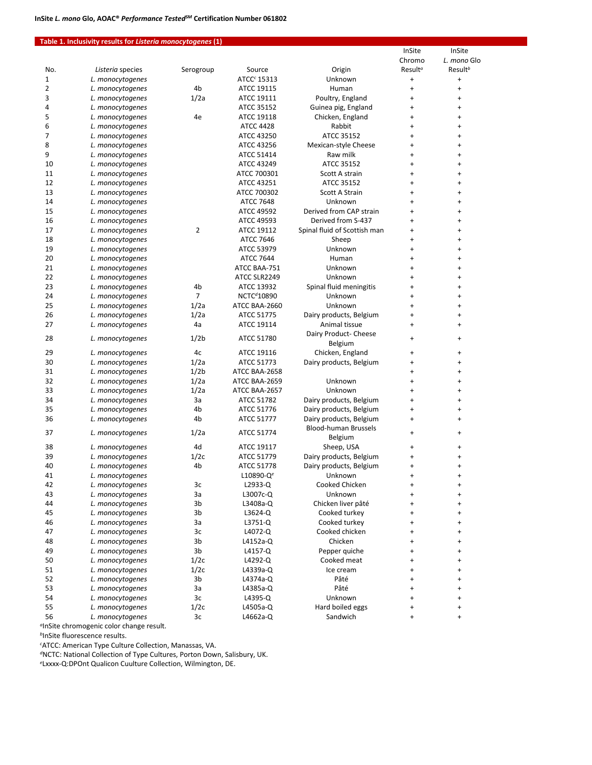### Table 1. Inclusivity results for *Listeria monocytogenes* (1)

| No. | *Listeria* species | Serogroup | Source | Origin | InSite Chromo Result[a] | InSite *L. mono* Glo Result[b] |
|---|---|---|---|---|---|---|
| 1 | *L. monocytogenes* | | ATCC[c] 15313 | Unknown | + | + |
| 2 | *L. monocytogenes* | 4b | ATCC 19115 | Human | + | + |
| 3 | *L. monocytogenes* | 1/2a | ATCC 19111 | Poultry, England | + | + |
| 4 | *L. monocytogenes* | | ATCC 35152 | Guinea pig, England | + | + |
| 5 | *L. monocytogenes* | 4e | ATCC 19118 | Chicken, England | + | + |
| 6 | *L. monocytogenes* | | ATCC 4428 | Rabbit | + | + |
| 7 | *L. monocytogenes* | | ATCC 43250 | ATCC 35152 | + | + |
| 8 | *L. monocytogenes* | | ATCC 43256 | Mexican-style Cheese | + | + |
| 9 | *L. monocytogenes* | | ATCC 51414 | Raw milk | + | + |
| 10 | *L. monocytogenes* | | ATCC 43249 | ATCC 35152 | + | + |
| 11 | *L. monocytogenes* | | ATCC 700301 | Scott A strain | + | + |
| 12 | *L. monocytogenes* | | ATCC 43251 | ATCC 35152 | + | + |
| 13 | *L. monocytogenes* | | ATCC 700302 | Scott A Strain | + | + |
| 14 | *L. monocytogenes* | | ATCC 7648 | Unknown | + | + |
| 15 | *L. monocytogenes* | | ATCC 49592 | Derived from CAP strain | + | + |
| 16 | *L. monocytogenes* | | ATCC 49593 | Derived from S-437 | + | + |
| 17 | *L. monocytogenes* | 2 | ATCC 19112 | Spinal fluid of Scottish man | + | + |
| 18 | *L. monocytogenes* | | ATCC 7646 | Sheep | + | + |
| 19 | *L. monocytogenes* | | ATCC 53979 | Unknown | + | + |
| 20 | *L. monocytogenes* | | ATCC 7644 | Human | + | + |
| 21 | *L. monocytogenes* | | ATCC BAA-751 | Unknown | + | + |
| 22 | *L. monocytogenes* | | ATCC SLR2249 | Unknown | + | + |
| 23 | *L. monocytogenes* | 4b | ATCC 13932 | Spinal fluid meningitis | + | + |
| 24 | *L. monocytogenes* | 7 | NCTC[d]10890 | Unknown | + | + |
| 25 | *L. monocytogenes* | 1/2a | ATCC BAA-2660 | Unknown | + | + |
| 26 | *L. monocytogenes* | 1/2a | ATCC 51775 | Dairy products, Belgium | + | + |
| 27 | *L. monocytogenes* | 4a | ATCC 19114 | Animal tissue | + | + |
| 28 | *L. monocytogenes* | 1/2b | ATCC 51780 | Dairy Product- Cheese Belgium | + | + |
| 29 | *L. monocytogenes* | 4c | ATCC 19116 | Chicken, England | + | + |
| 30 | *L. monocytogenes* | 1/2a | ATCC 51773 | Dairy products, Belgium | + | + |
| 31 | *L. monocytogenes* | 1/2b | ATCC BAA-2658 | | + | + |
| 32 | *L. monocytogenes* | 1/2a | ATCC BAA-2659 | Unknown | + | + |
| 33 | *L. monocytogenes* | 1/2a | ATCC BAA-2657 | Unknown | + | + |
| 34 | *L. monocytogenes* | 3a | ATCC 51782 | Dairy products, Belgium | + | + |
| 35 | *L. monocytogenes* | 4b | ATCC 51776 | Dairy products, Belgium | + | + |
| 36 | *L. monocytogenes* | 4b | ATCC 51777 | Dairy products, Belgium | + | + |
| 37 | *L. monocytogenes* | 1/2a | ATCC 51774 | Blood-human Brussels Belgium | + | + |
| 38 | *L. monocytogenes* | 4d | ATCC 19117 | Sheep, USA | + | + |
| 39 | *L. monocytogenes* | 1/2c | ATCC 51779 | Dairy products, Belgium | + | + |
| 40 | *L. monocytogenes* | 4b | ATCC 51778 | Dairy products, Belgium | + | + |
| 41 | *L. monocytogenes* | | L10890-Q[e] | Unknown | + | + |
| 42 | *L. monocytogenes* | 3c | L2933-Q | Cooked Chicken | + | + |
| 43 | *L. monocytogenes* | 3a | L3007c-Q | Unknown | + | + |
| 44 | *L. monocytogenes* | 3b | L3408a-Q | Chicken liver pâté | + | + |
| 45 | *L. monocytogenes* | 3b | L3624-Q | Cooked turkey | + | + |
| 46 | *L. monocytogenes* | 3a | L3751-Q | Cooked turkey | + | + |
| 47 | *L. monocytogenes* | 3c | L4072-Q | Cooked chicken | + | + |
| 48 | *L. monocytogenes* | 3b | L4152a-Q | Chicken | + | + |
| 49 | *L. monocytogenes* | 3b | L4157-Q | Pepper quiche | + | + |
| 50 | *L. monocytogenes* | 1/2c | L4292-Q | Cooked meat | + | + |
| 51 | *L. monocytogenes* | 1/2c | L4339a-Q | Ice cream | + | + |
| 52 | *L. monocytogenes* | 3b | L4374a-Q | Pâté | + | + |
| 53 | *L. monocytogenes* | 3a | L4385a-Q | Pâté | + | + |
| 54 | *L. monocytogenes* | 3c | L4395-Q | Unknown | + | + |
| 55 | *L. monocytogenes* | 1/2c | L4505a-Q | Hard boiled eggs | + | + |
| 56 | *L. monocytogenes* | 3c | L4662a-Q | Sandwich | + | + |

[a]InSite chromogenic color change result.
[b]InSite fluorescence results.
[c]ATCC: American Type Culture Collection, Manassas, VA.
[d]NCTC: National Collection of Type Cultures, Porton Down, Salisbury, UK.
[e]Lxxxx-Q:DPOnt Qualicon Cuulture Collection, Wilmington, DE.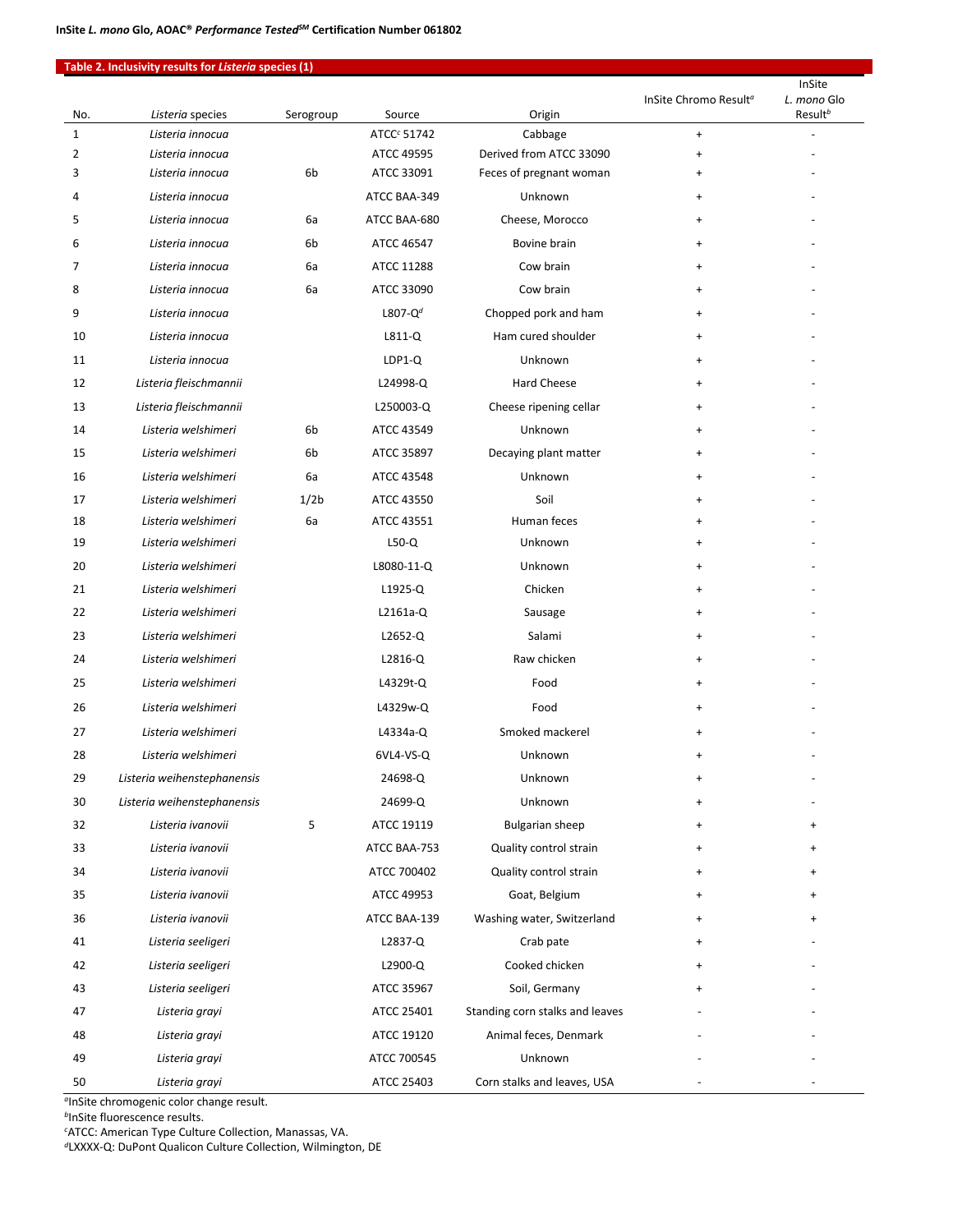## Table 2. Inclusivity results for *Listeria* species (1)

| No. | *Listeria* species | Serogroup | Source | Origin | InSite Chromo Result[a] | InSite *L. mono* Glo Result[b] |
|---|---|---|---|---|---|---|
| 1 | *Listeria innocua* | | ATCC[c] 51742 | Cabbage | + | - |
| 2 | *Listeria innocua* | | ATCC 49595 | Derived from ATCC 33090 | + | - |
| 3 | *Listeria innocua* | 6b | ATCC 33091 | Feces of pregnant woman | + | - |
| 4 | *Listeria innocua* | | ATCC BAA-349 | Unknown | + | - |
| 5 | *Listeria innocua* | 6a | ATCC BAA-680 | Cheese, Morocco | + | - |
| 6 | *Listeria innocua* | 6b | ATCC 46547 | Bovine brain | + | - |
| 7 | *Listeria innocua* | 6a | ATCC 11288 | Cow brain | + | - |
| 8 | *Listeria innocua* | 6a | ATCC 33090 | Cow brain | + | - |
| 9 | *Listeria innocua* | | L807-Q[d] | Chopped pork and ham | + | - |
| 10 | *Listeria innocua* | | L811-Q | Ham cured shoulder | + | - |
| 11 | *Listeria innocua* | | LDP1-Q | Unknown | + | - |
| 12 | *Listeria fleischmannii* | | L24998-Q | Hard Cheese | + | - |
| 13 | *Listeria fleischmannii* | | L250003-Q | Cheese ripening cellar | + | - |
| 14 | *Listeria welshimeri* | 6b | ATCC 43549 | Unknown | + | - |
| 15 | *Listeria welshimeri* | 6b | ATCC 35897 | Decaying plant matter | + | - |
| 16 | *Listeria welshimeri* | 6a | ATCC 43548 | Unknown | + | - |
| 17 | *Listeria welshimeri* | 1/2b | ATCC 43550 | Soil | + | - |
| 18 | *Listeria welshimeri* | 6a | ATCC 43551 | Human feces | + | - |
| 19 | *Listeria welshimeri* | | L50-Q | Unknown | + | - |
| 20 | *Listeria welshimeri* | | L8080-11-Q | Unknown | + | - |
| 21 | *Listeria welshimeri* | | L1925-Q | Chicken | + | - |
| 22 | *Listeria welshimeri* | | L2161a-Q | Sausage | + | - |
| 23 | *Listeria welshimeri* | | L2652-Q | Salami | + | - |
| 24 | *Listeria welshimeri* | | L2816-Q | Raw chicken | + | - |
| 25 | *Listeria welshimeri* | | L4329t-Q | Food | + | - |
| 26 | *Listeria welshimeri* | | L4329w-Q | Food | + | - |
| 27 | *Listeria welshimeri* | | L4334a-Q | Smoked mackerel | + | - |
| 28 | *Listeria welshimeri* | | 6VL4-VS-Q | Unknown | + | - |
| 29 | *Listeria weihenstephanensis* | | 24698-Q | Unknown | + | - |
| 30 | *Listeria weihenstephanensis* | | 24699-Q | Unknown | + | - |
| 32 | *Listeria ivanovii* | 5 | ATCC 19119 | Bulgarian sheep | + | + |
| 33 | *Listeria ivanovii* | | ATCC BAA-753 | Quality control strain | + | + |
| 34 | *Listeria ivanovii* | | ATCC 700402 | Quality control strain | + | + |
| 35 | *Listeria ivanovii* | | ATCC 49953 | Goat, Belgium | + | + |
| 36 | *Listeria ivanovii* | | ATCC BAA-139 | Washing water, Switzerland | + | + |
| 41 | *Listeria seeligeri* | | L2837-Q | Crab pate | + | - |
| 42 | *Listeria seeligeri* | | L2900-Q | Cooked chicken | + | - |
| 43 | *Listeria seeligeri* | | ATCC 35967 | Soil, Germany | + | - |
| 47 | *Listeria grayi* | | ATCC 25401 | Standing corn stalks and leaves | - | - |
| 48 | *Listeria grayi* | | ATCC 19120 | Animal feces, Denmark | - | - |
| 49 | *Listeria grayi* | | ATCC 700545 | Unknown | - | - |
| 50 | *Listeria grayi* | | ATCC 25403 | Corn stalks and leaves, USA | - | - |

[a]InSite chromogenic color change result.
[b]InSite fluorescence results.
[c]ATCC: American Type Culture Collection, Manassas, VA.
[d]LXXXX-Q: DuPont Qualicon Culture Collection, Wilmington, DE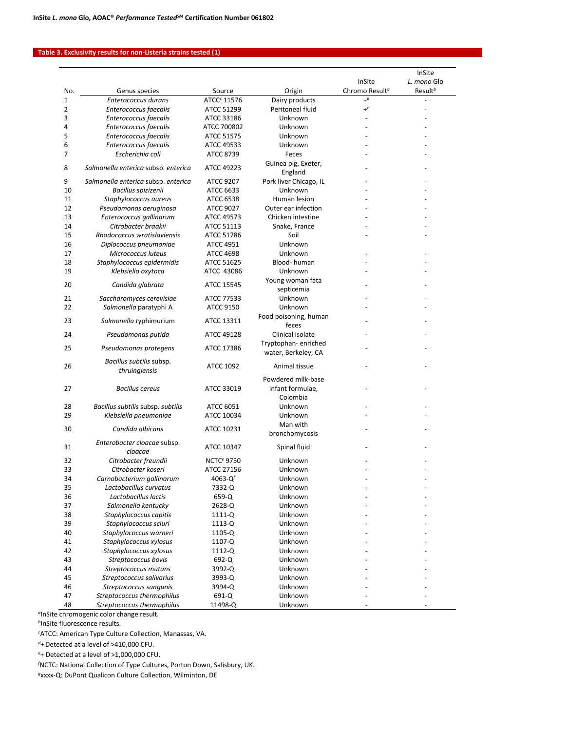## Table 3. Exclusivity results for non-Listeria strains tested (1)

| No. | Genus species | Source | Origin | InSite Chromo Result[a] | InSite *L. mono* Glo Result[b] |
|---|---|---|---|---|---|
| 1 | *Enterococcus durans* | ATCC[c] 11576 | Dairy products | +[d] | - |
| 2 | *Enterococcus faecalis* | ATCC 51299 | Peritoneal fluid | +[e] | - |
| 3 | *Enterococcus faecalis* | ATCC 33186 | Unknown | - | - |
| 4 | *Enterococcus faecalis* | ATCC 700802 | Unknown | - | - |
| 5 | *Enterococcus faecalis* | ATCC 51575 | Unknown | - | - |
| 6 | *Enterococcus faecalis* | ATCC 49533 | Unknown | - | - |
| 7 | *Escherichia coli* | ATCC 8739 | Feces | - | - |
| 8 | *Salmonella enterica* subsp. *enterica* | ATCC 49223 | Guinea pig, Exeter, England | - | - |
| 9 | *Salmonella enterica* subsp. *enterica* | ATCC 9207 | Pork liver Chicago, IL | - | - |
| 10 | *Bacillus spizizenii* | ATCC 6633 | Unknown | - | - |
| 11 | *Staphylococcus aureus* | ATCC 6538 | Human lesion | - | - |
| 12 | *Pseudomonas aeruginosa* | ATCC 9027 | Outer ear infection | - | - |
| 13 | *Enterococcus gallinarum* | ATCC 49573 | Chicken intestine | - | - |
| 14 | *Citrobacter braakii* | ATCC 51113 | Snake, France | - | - |
| 15 | *Rhodococcus wratislaviensis* | ATCC 51786 | Soil | - | - |
| 16 | *Diplococcus pneumoniae* | ATCC 4951 | Unknown | | |
| 17 | *Micrococcus luteus* | ATCC 4698 | Unknown | - | - |
| 18 | *Staphylococcus epidermidis* | ATCC 51625 | Blood- human | - | - |
| 19 | *Klebsiella oxytoca* | ATCC 43086 | Unknown | - | - |
| 20 | *Candida glabrata* | ATCC 15545 | Young woman fata septicemia | - | - |
| 21 | *Saccharomyces cerevisiae* | ATCC 77533 | Unknown | - | - |
| 22 | *Salmonella* paratyphi A | ATCC 9150 | Unknown | - | - |
| 23 | *Salmonella* typhimurium | ATCC 13311 | Food poisoning, human feces | - | - |
| 24 | *Pseudomonas putida* | ATCC 49128 | Clinical isolate | - | - |
| 25 | *Pseudomonas protegens* | ATCC 17386 | Tryptophan- enriched water, Berkeley, CA | - | - |
| 26 | *Bacillus subtilis* subsp. *thruingiensis* | ATCC 1092 | Animal tissue | - | - |
| 27 | *Bacillus cereus* | ATCC 33019 | Powdered milk-base infant formulae, Colombia | - | - |
| 28 | *Bacillus subtilis* subsp. *subtilis* | ATCC 6051 | Unknown | - | - |
| 29 | *Klebsiella pneumoniae* | ATCC 10034 | Unknown | - | - |
| 30 | *Candida albicans* | ATCC 10231 | Man with bronchomycosis | - | - |
| 31 | *Enterobacter cloacae* subsp. *cloacae* | ATCC 10347 | Spinal fluid | - | - |
| 32 | *Citrobacter freundii* | NCTC[e] 9750 | Unknown | - | - |
| 33 | *Citrobacter koseri* | ATCC 27156 | Unknown | - | - |
| 34 | *Carnobacterium gallinarum* | 4063-Q[f] | Unknown | - | - |
| 35 | *Lactobacillus curvatus* | 7332-Q | Unknown | - | - |
| 36 | *Lactobacillus lactis* | 659-Q | Unknown | - | - |
| 37 | *Salmonella kentucky* | 2628-Q | Unknown | - | - |
| 38 | *Staphylococcus capitis* | 1111-Q | Unknown | - | - |
| 39 | *Staphylococcus sciuri* | 1113-Q | Unknown | - | - |
| 40 | *Staphylococcus warneri* | 1105-Q | Unknown | - | - |
| 41 | *Staphylococcus xylosus* | 1107-Q | Unknown | - | - |
| 42 | *Staphylococcus xylosus* | 1112-Q | Unknown | - | - |
| 43 | *Streptococcus bovis* | 692-Q | Unknown | - | - |
| 44 | *Streptococcus mutans* | 3992-Q | Unknown | - | - |
| 45 | *Streptococcus salivarius* | 3993-Q | Unknown | - | - |
| 46 | *Streptococcus sangunis* | 3994-Q | Unknown | - | - |
| 47 | *Streptococcus thermophilus* | 691-Q | Unknown | - | - |
| 48 | *Streptococcus thermophilus* | 11498-Q | Unknown | - | - |

[a]InSite chromogenic color change result.

[b]InSite fluorescence results.

[c]ATCC: American Type Culture Collection, Manassas, VA.

[d]+ Detected at a level of >410,000 CFU.

[e]+ Detected at a level of >1,000,000 CFU.

[f]NCTC: National Collection of Type Cultures, Porton Down, Salisbury, UK.

[g]xxxx-Q: DuPont Qualicon Culture Collection, Wilminton, DE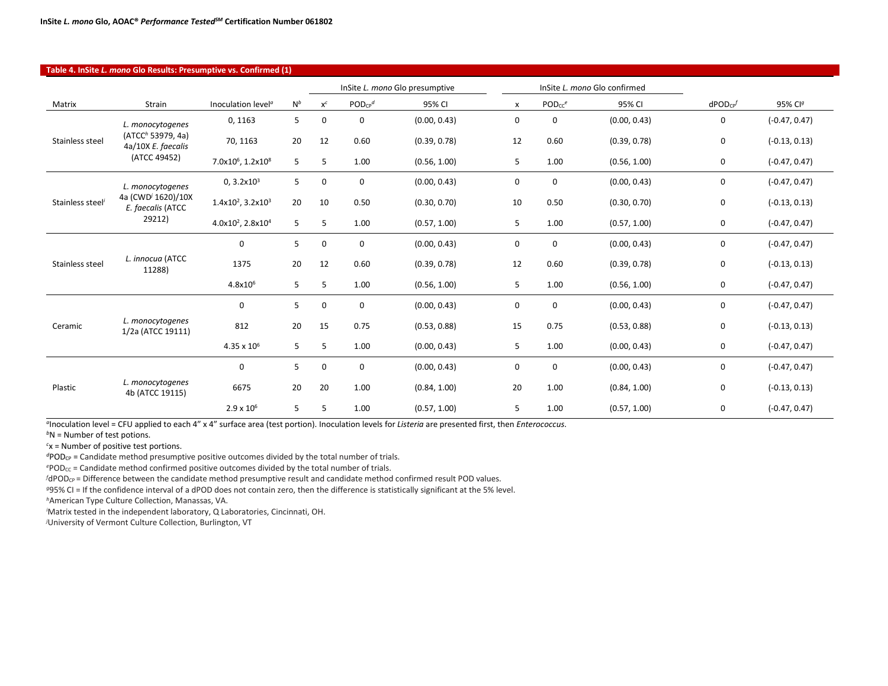**Table 4. InSite *L. mono* Glo Results: Presumptive vs. Confirmed (1)**

| | | | | InSite *L. mono* Glo presumptive | | | InSite *L. mono* Glo confirmed | | | | |
|---|---|---|---|---|---|---|---|---|---|---|---|
| Matrix | Strain | Inoculation level[a] | N[b] | x[c] | $POD_{CP}$[d] | 95% CI | x | $POD_{CC}$[e] | 95% CI | $dPOD_{CP}$[f] | 95% CI[g] |
| Stainless steel | *L. monocytogenes* (ATCC[h] 53979, 4a) 4a/10X *E. faecalis* (ATCC 49452) | 0, 1163 | 5 | 0 | 0 | (0.00, 0.43) | 0 | 0 | (0.00, 0.43) | 0 | (-0.47, 0.47) |
| | | 70, 1163 | 20 | 12 | 0.60 | (0.39, 0.78) | 12 | 0.60 | (0.39, 0.78) | 0 | (-0.13, 0.13) |
| | | $7.0x10^6$, $1.2x10^8$ | 5 | 5 | 1.00 | (0.56, 1.00) | 5 | 1.00 | (0.56, 1.00) | 0 | (-0.47, 0.47) |
| Stainless steel[i] | *L. monocytogenes* 4a (CWD[j] 1620)/10X *E. faecalis* (ATCC 29212) | 0, $3.2x10^3$ | 5 | 0 | 0 | (0.00, 0.43) | 0 | 0 | (0.00, 0.43) | 0 | (-0.47, 0.47) |
| | | $1.4x10^2$, $3.2x10^3$ | 20 | 10 | 0.50 | (0.30, 0.70) | 10 | 0.50 | (0.30, 0.70) | 0 | (-0.13, 0.13) |
| | | $4.0x10^2$, $2.8x10^4$ | 5 | 5 | 1.00 | (0.57, 1.00) | 5 | 1.00 | (0.57, 1.00) | 0 | (-0.47, 0.47) |
| Stainless steel | *L. innocua* (ATCC 11288) | 0 | 5 | 0 | 0 | (0.00, 0.43) | 0 | 0 | (0.00, 0.43) | 0 | (-0.47, 0.47) |
| | | 1375 | 20 | 12 | 0.60 | (0.39, 0.78) | 12 | 0.60 | (0.39, 0.78) | 0 | (-0.13, 0.13) |
| | | $4.8x10^6$ | 5 | 5 | 1.00 | (0.56, 1.00) | 5 | 1.00 | (0.56, 1.00) | 0 | (-0.47, 0.47) |
| Ceramic | *L. monocytogenes* 1/2a (ATCC 19111) | 0 | 5 | 0 | 0 | (0.00, 0.43) | 0 | 0 | (0.00, 0.43) | 0 | (-0.47, 0.47) |
| | | 812 | 20 | 15 | 0.75 | (0.53, 0.88) | 15 | 0.75 | (0.53, 0.88) | 0 | (-0.13, 0.13) |
| | | $4.35 \times 10^6$ | 5 | 5 | 1.00 | (0.00, 0.43) | 5 | 1.00 | (0.00, 0.43) | 0 | (-0.47, 0.47) |
| Plastic | *L. monocytogenes* 4b (ATCC 19115) | 0 | 5 | 0 | 0 | (0.00, 0.43) | 0 | 0 | (0.00, 0.43) | 0 | (-0.47, 0.47) |
| | | 6675 | 20 | 20 | 1.00 | (0.84, 1.00) | 20 | 1.00 | (0.84, 1.00) | 0 | (-0.13, 0.13) |
| | | $2.9 \times 10^6$ | 5 | 5 | 1.00 | (0.57, 1.00) | 5 | 1.00 | (0.57, 1.00) | 0 | (-0.47, 0.47) |

[a]Inoculation level = CFU applied to each 4" x 4" surface area (test portion). Inoculation levels for *Listeria* are presented first, then *Enterococcus*.

[b]N = Number of test potions.

[c]x = Number of positive test portions.

[d]$POD_{CP}$ = Candidate method presumptive positive outcomes divided by the total number of trials.

[e]$POD_{CC}$ = Candidate method confirmed positive outcomes divided by the total number of trials.

[f]$dPOD_{CP}$ = Difference between the candidate method presumptive result and candidate method confirmed result POD values.

[g]95% CI = If the confidence interval of a dPOD does not contain zero, then the difference is statistically significant at the 5% level.

[h]American Type Culture Collection, Manassas, VA.

[i]Matrix tested in the independent laboratory, Q Laboratories, Cincinnati, OH.

[j]University of Vermont Culture Collection, Burlington, VT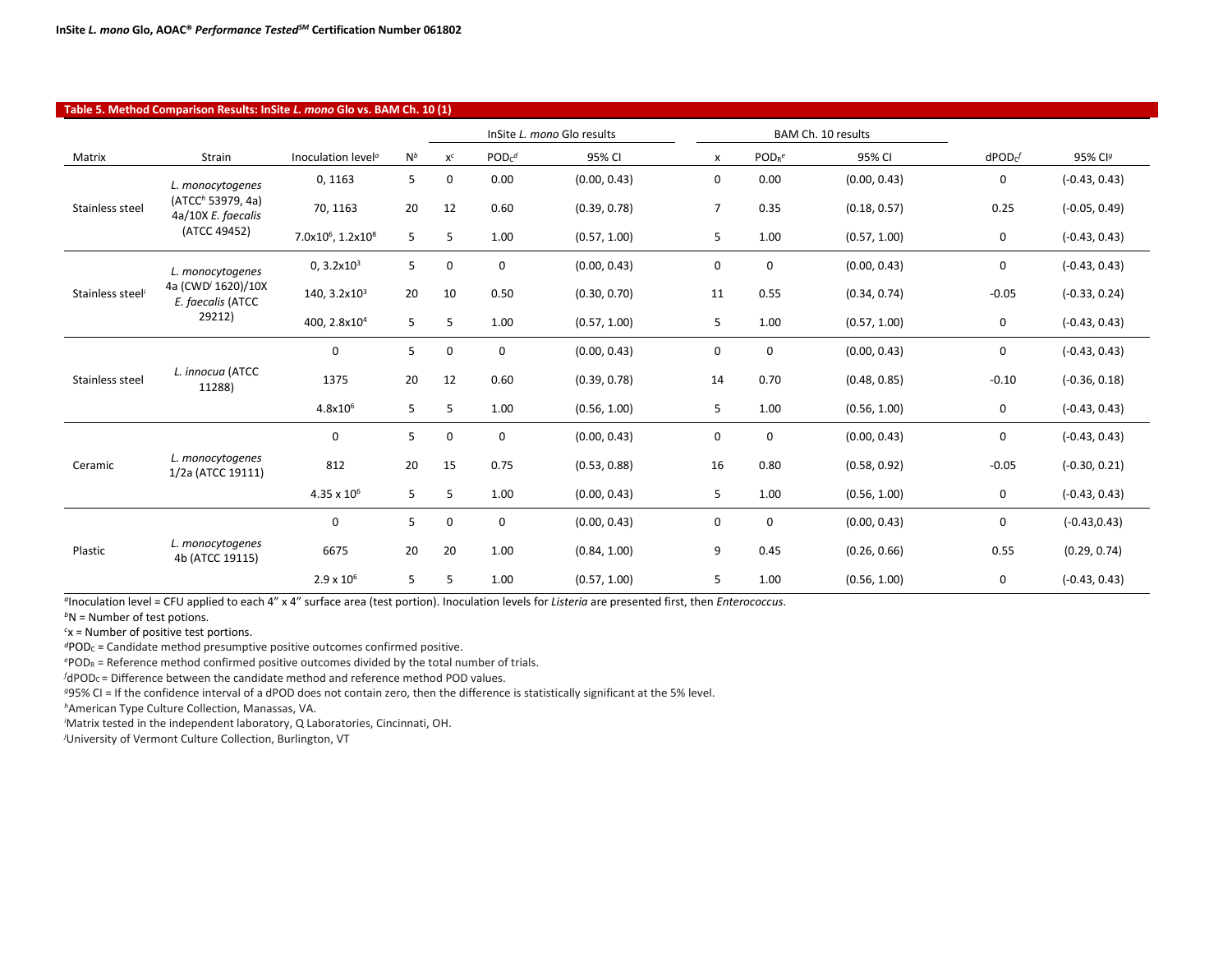### Table 5. Method Comparison Results: InSite *L. mono* Glo vs. BAM Ch. 10 (1)

| | | | | InSite *L. mono* Glo results | | | BAM Ch. 10 results | | | | |
|---|---|---|---|---|---|---|---|---|---|---|---|
| Matrix | Strain | Inoculation level[a] | N[b] | x[c] | $POD_C$[d] | 95% CI | x | $POD_R$[e] | 95% CI | $dPOD_C$[f] | 95% CI[g] |
| Stainless steel | *L. monocytogenes* (ATCC[h] 53979, 4a) 4a/10X *E. faecalis* (ATCC 49452) | 0, 1163 | 5 | 0 | 0.00 | (0.00, 0.43) | 0 | 0.00 | (0.00, 0.43) | 0 | (-0.43, 0.43) |
| | | 70, 1163 | 20 | 12 | 0.60 | (0.39, 0.78) | 7 | 0.35 | (0.18, 0.57) | 0.25 | (-0.05, 0.49) |
| | | $7.0x10^6$, $1.2x10^8$ | 5 | 5 | 1.00 | (0.57, 1.00) | 5 | 1.00 | (0.57, 1.00) | 0 | (-0.43, 0.43) |
| Stainless steel[i] | *L. monocytogenes* 4a (CWD[j] 1620)/10X *E. faecalis* (ATCC 29212) | 0, $3.2x10^3$ | 5 | 0 | 0 | (0.00, 0.43) | 0 | 0 | (0.00, 0.43) | 0 | (-0.43, 0.43) |
| | | 140, $3.2x10^3$ | 20 | 10 | 0.50 | (0.30, 0.70) | 11 | 0.55 | (0.34, 0.74) | -0.05 | (-0.33, 0.24) |
| | | 400, $2.8x10^4$ | 5 | 5 | 1.00 | (0.57, 1.00) | 5 | 1.00 | (0.57, 1.00) | 0 | (-0.43, 0.43) |
| Stainless steel | *L. innocua* (ATCC 11288) | 0 | 5 | 0 | 0 | (0.00, 0.43) | 0 | 0 | (0.00, 0.43) | 0 | (-0.43, 0.43) |
| | | 1375 | 20 | 12 | 0.60 | (0.39, 0.78) | 14 | 0.70 | (0.48, 0.85) | -0.10 | (-0.36, 0.18) |
| | | $4.8x10^6$ | 5 | 5 | 1.00 | (0.56, 1.00) | 5 | 1.00 | (0.56, 1.00) | 0 | (-0.43, 0.43) |
| Ceramic | *L. monocytogenes* 1/2a (ATCC 19111) | 0 | 5 | 0 | 0 | (0.00, 0.43) | 0 | 0 | (0.00, 0.43) | 0 | (-0.43, 0.43) |
| | | 812 | 20 | 15 | 0.75 | (0.53, 0.88) | 16 | 0.80 | (0.58, 0.92) | -0.05 | (-0.30, 0.21) |
| | | $4.35 \times 10^6$ | 5 | 5 | 1.00 | (0.00, 0.43) | 5 | 1.00 | (0.56, 1.00) | 0 | (-0.43, 0.43) |
| Plastic | *L. monocytogenes* 4b (ATCC 19115) | 0 | 5 | 0 | 0 | (0.00, 0.43) | 0 | 0 | (0.00, 0.43) | 0 | (-0.43,0.43) |
| | | 6675 | 20 | 20 | 1.00 | (0.84, 1.00) | 9 | 0.45 | (0.26, 0.66) | 0.55 | (0.29, 0.74) |
| | | $2.9 \times 10^6$ | 5 | 5 | 1.00 | (0.57, 1.00) | 5 | 1.00 | (0.56, 1.00) | 0 | (-0.43, 0.43) |

[a]Inoculation level = CFU applied to each 4" x 4" surface area (test portion). Inoculation levels for *Listeria* are presented first, then *Enterococcus*.
[b]N = Number of test potions.
[c]x = Number of positive test portions.
[d]$POD_C$ = Candidate method presumptive positive outcomes confirmed positive.
[e]$POD_R$ = Reference method confirmed positive outcomes divided by the total number of trials.
[f]$dPOD_C$ = Difference between the candidate method and reference method POD values.
[g]95% CI = If the confidence interval of a dPOD does not contain zero, then the difference is statistically significant at the 5% level.
[h]American Type Culture Collection, Manassas, VA.
[i]Matrix tested in the independent laboratory, Q Laboratories, Cincinnati, OH.
[j]University of Vermont Culture Collection, Burlington, VT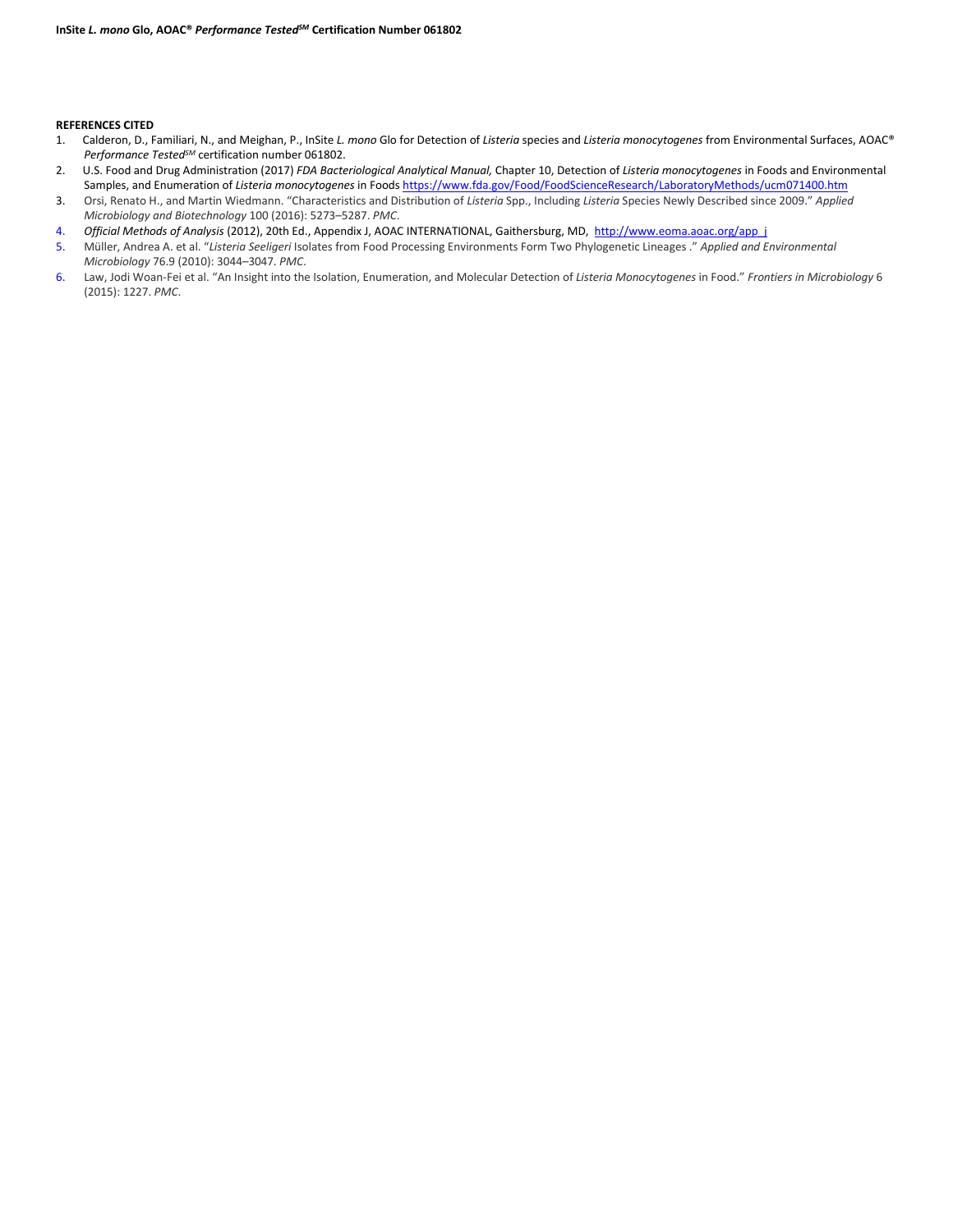**REFERENCES CITED**

1. Calderon, D., Familiari, N., and Meighan, P., InSite *L. mono* Glo for Detection of *Listeria* species and *Listeria monocytogenes* from Environmental Surfaces, AOAC® *Performance Tested*SM certification number 061802.
2. U.S. Food and Drug Administration (2017) *FDA Bacteriological Analytical Manual,* Chapter 10, Detection of *Listeria monocytogenes* in Foods and Environmental Samples, and Enumeration of *Listeria monocytogenes* in Foods https://www.fda.gov/Food/FoodScienceResearch/LaboratoryMethods/ucm071400.htm
3. Orsi, Renato H., and Martin Wiedmann. "Characteristics and Distribution of *Listeria* Spp., Including *Listeria* Species Newly Described since 2009." *Applied Microbiology and Biotechnology* 100 (2016): 5273–5287. *PMC*.
4. *Official Methods of Analysis* (2012), 20th Ed., Appendix J, AOAC INTERNATIONAL, Gaithersburg, MD, http://www.eoma.aoac.org/app_j
5. Müller, Andrea A. et al. "*Listeria Seeligeri* Isolates from Food Processing Environments Form Two Phylogenetic Lineages ." *Applied and Environmental Microbiology* 76.9 (2010): 3044–3047. *PMC*.
6. Law, Jodi Woan-Fei et al. "An Insight into the Isolation, Enumeration, and Molecular Detection of *Listeria Monocytogenes* in Food." *Frontiers in Microbiology* 6 (2015): 1227. *PMC*.